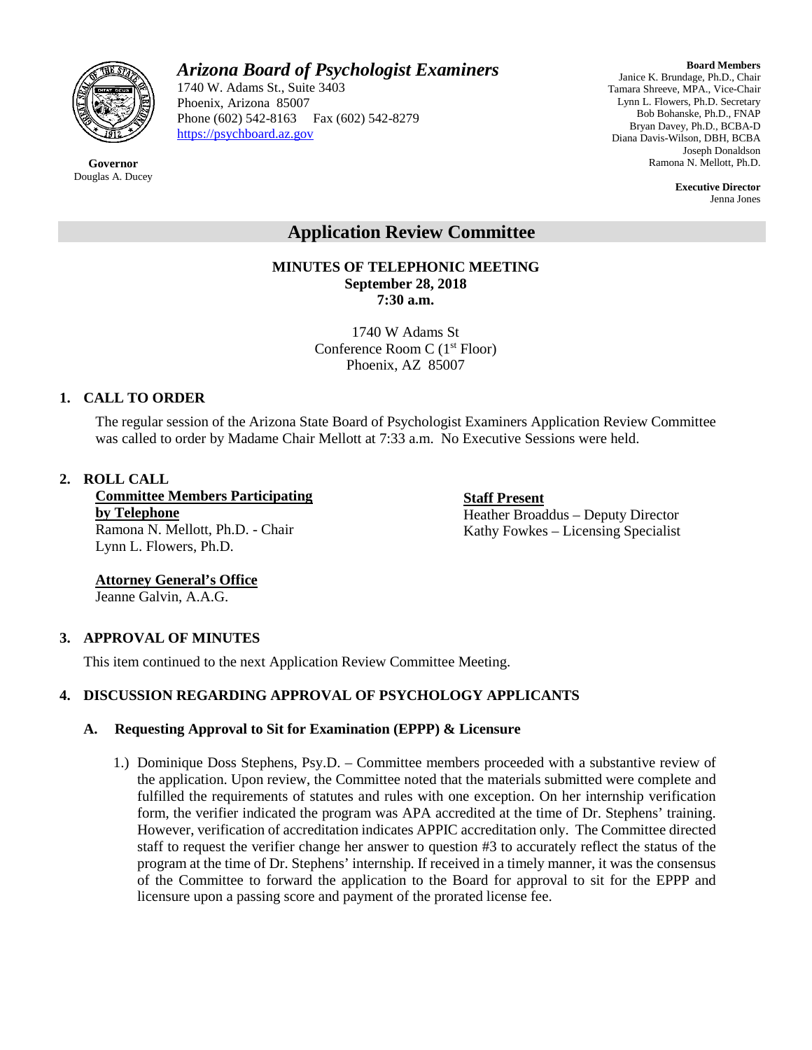# *Arizona Board of Psychologist Examiners*

1740 W. Adams St., Suite 3403
Phoenix, Arizona 85007
Phone (602) 542-8163 Fax (602) 542-8279
https://psychboard.az.gov

**Governor**
Douglas A. Ducey

**Board Members**
Janice K. Brundage, Ph.D., Chair
Tamara Shreeve, MPA., Vice-Chair
Lynn L. Flowers, Ph.D. Secretary
Bob Bohanske, Ph.D., FNAP
Bryan Davey, Ph.D., BCBA-D
Diana Davis-Wilson, DBH, BCBA
Joseph Donaldson
Ramona N. Mellott, Ph.D.

**Executive Director**
Jenna Jones

## Application Review Committee

**MINUTES OF TELEPHONIC MEETING**
**September 28, 2018**
**7:30 a.m.**

1740 W Adams St
Conference Room C (1st Floor)
Phoenix, AZ 85007

### 1. CALL TO ORDER

The regular session of the Arizona State Board of Psychologist Examiners Application Review Committee was called to order by Madame Chair Mellott at 7:33 a.m. No Executive Sessions were held.

### 2. ROLL CALL

**Committee Members Participating by Telephone**
Ramona N. Mellott, Ph.D. - Chair
Lynn L. Flowers, Ph.D.

**Staff Present**
Heather Broaddus – Deputy Director
Kathy Fowkes – Licensing Specialist

**Attorney General's Office**
Jeanne Galvin, A.A.G.

### 3. APPROVAL OF MINUTES

This item continued to the next Application Review Committee Meeting.

### 4. DISCUSSION REGARDING APPROVAL OF PSYCHOLOGY APPLICANTS

#### A. Requesting Approval to Sit for Examination (EPPP) & Licensure

1.) Dominique Doss Stephens, Psy.D. – Committee members proceeded with a substantive review of the application. Upon review, the Committee noted that the materials submitted were complete and fulfilled the requirements of statutes and rules with one exception. On her internship verification form, the verifier indicated the program was APA accredited at the time of Dr. Stephens' training. However, verification of accreditation indicates APPIC accreditation only. The Committee directed staff to request the verifier change her answer to question #3 to accurately reflect the status of the program at the time of Dr. Stephens' internship. If received in a timely manner, it was the consensus of the Committee to forward the application to the Board for approval to sit for the EPPP and licensure upon a passing score and payment of the prorated license fee.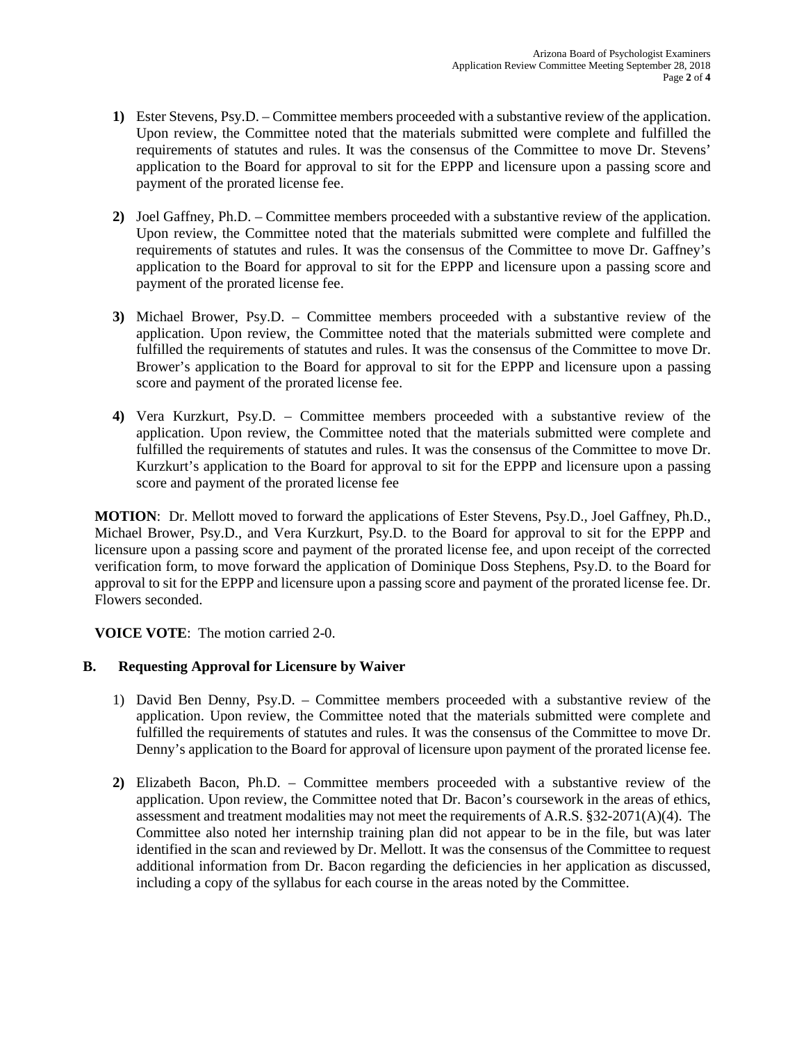**1)** Ester Stevens, Psy.D. – Committee members proceeded with a substantive review of the application. Upon review, the Committee noted that the materials submitted were complete and fulfilled the requirements of statutes and rules. It was the consensus of the Committee to move Dr. Stevens' application to the Board for approval to sit for the EPPP and licensure upon a passing score and payment of the prorated license fee.

**2)** Joel Gaffney, Ph.D. – Committee members proceeded with a substantive review of the application. Upon review, the Committee noted that the materials submitted were complete and fulfilled the requirements of statutes and rules. It was the consensus of the Committee to move Dr. Gaffney's application to the Board for approval to sit for the EPPP and licensure upon a passing score and payment of the prorated license fee.

**3)** Michael Brower, Psy.D. – Committee members proceeded with a substantive review of the application. Upon review, the Committee noted that the materials submitted were complete and fulfilled the requirements of statutes and rules. It was the consensus of the Committee to move Dr. Brower's application to the Board for approval to sit for the EPPP and licensure upon a passing score and payment of the prorated license fee.

**4)** Vera Kurzkurt, Psy.D. – Committee members proceeded with a substantive review of the application. Upon review, the Committee noted that the materials submitted were complete and fulfilled the requirements of statutes and rules. It was the consensus of the Committee to move Dr. Kurzkurt's application to the Board for approval to sit for the EPPP and licensure upon a passing score and payment of the prorated license fee

**MOTION**: Dr. Mellott moved to forward the applications of Ester Stevens, Psy.D., Joel Gaffney, Ph.D., Michael Brower, Psy.D., and Vera Kurzkurt, Psy.D. to the Board for approval to sit for the EPPP and licensure upon a passing score and payment of the prorated license fee, and upon receipt of the corrected verification form, to move forward the application of Dominique Doss Stephens, Psy.D. to the Board for approval to sit for the EPPP and licensure upon a passing score and payment of the prorated license fee. Dr. Flowers seconded.

**VOICE VOTE**: The motion carried 2-0.

## B. Requesting Approval for Licensure by Waiver

1) David Ben Denny, Psy.D. – Committee members proceeded with a substantive review of the application. Upon review, the Committee noted that the materials submitted were complete and fulfilled the requirements of statutes and rules. It was the consensus of the Committee to move Dr. Denny's application to the Board for approval of licensure upon payment of the prorated license fee.

**2)** Elizabeth Bacon, Ph.D. – Committee members proceeded with a substantive review of the application. Upon review, the Committee noted that Dr. Bacon's coursework in the areas of ethics, assessment and treatment modalities may not meet the requirements of A.R.S. §32-2071(A)(4). The Committee also noted her internship training plan did not appear to be in the file, but was later identified in the scan and reviewed by Dr. Mellott. It was the consensus of the Committee to request additional information from Dr. Bacon regarding the deficiencies in her application as discussed, including a copy of the syllabus for each course in the areas noted by the Committee.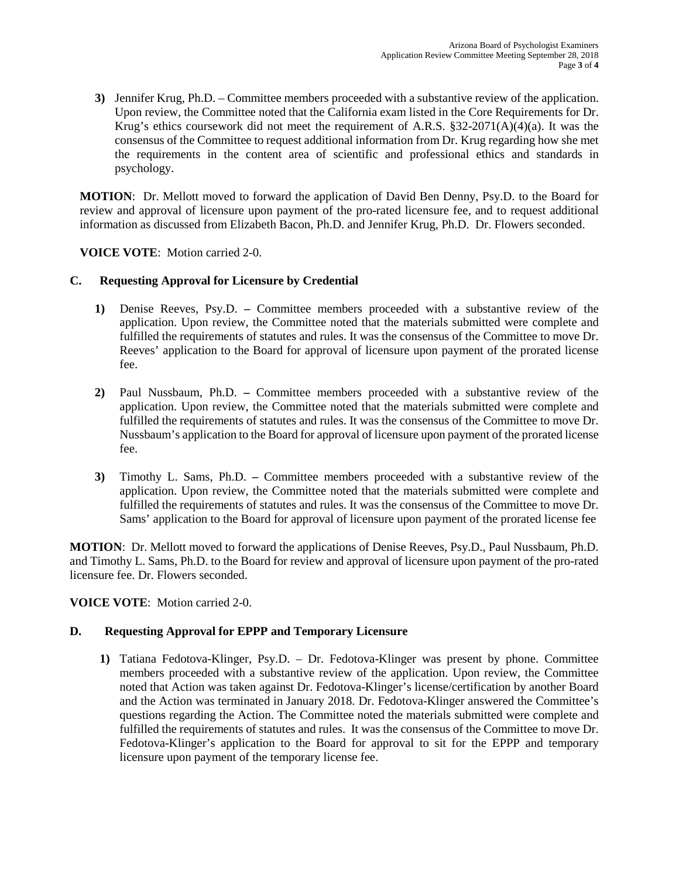3) Jennifer Krug, Ph.D. – Committee members proceeded with a substantive review of the application. Upon review, the Committee noted that the California exam listed in the Core Requirements for Dr. Krug's ethics coursework did not meet the requirement of A.R.S. §32-2071(A)(4)(a). It was the consensus of the Committee to request additional information from Dr. Krug regarding how she met the requirements in the content area of scientific and professional ethics and standards in psychology.

**MOTION**: Dr. Mellott moved to forward the application of David Ben Denny, Psy.D. to the Board for review and approval of licensure upon payment of the pro-rated licensure fee, and to request additional information as discussed from Elizabeth Bacon, Ph.D. and Jennifer Krug, Ph.D. Dr. Flowers seconded.

**VOICE VOTE**: Motion carried 2-0.

## C. Requesting Approval for Licensure by Credential

1) Denise Reeves, Psy.D. – Committee members proceeded with a substantive review of the application. Upon review, the Committee noted that the materials submitted were complete and fulfilled the requirements of statutes and rules. It was the consensus of the Committee to move Dr. Reeves' application to the Board for approval of licensure upon payment of the prorated license fee.

2) Paul Nussbaum, Ph.D. – Committee members proceeded with a substantive review of the application. Upon review, the Committee noted that the materials submitted were complete and fulfilled the requirements of statutes and rules. It was the consensus of the Committee to move Dr. Nussbaum's application to the Board for approval of licensure upon payment of the prorated license fee.

3) Timothy L. Sams, Ph.D. – Committee members proceeded with a substantive review of the application. Upon review, the Committee noted that the materials submitted were complete and fulfilled the requirements of statutes and rules. It was the consensus of the Committee to move Dr. Sams' application to the Board for approval of licensure upon payment of the prorated license fee

**MOTION**: Dr. Mellott moved to forward the applications of Denise Reeves, Psy.D., Paul Nussbaum, Ph.D. and Timothy L. Sams, Ph.D. to the Board for review and approval of licensure upon payment of the pro-rated licensure fee. Dr. Flowers seconded.

**VOICE VOTE**: Motion carried 2-0.

## D. Requesting Approval for EPPP and Temporary Licensure

1) Tatiana Fedotova-Klinger, Psy.D. – Dr. Fedotova-Klinger was present by phone. Committee members proceeded with a substantive review of the application. Upon review, the Committee noted that Action was taken against Dr. Fedotova-Klinger's license/certification by another Board and the Action was terminated in January 2018. Dr. Fedotova-Klinger answered the Committee's questions regarding the Action. The Committee noted the materials submitted were complete and fulfilled the requirements of statutes and rules. It was the consensus of the Committee to move Dr. Fedotova-Klinger's application to the Board for approval to sit for the EPPP and temporary licensure upon payment of the temporary license fee.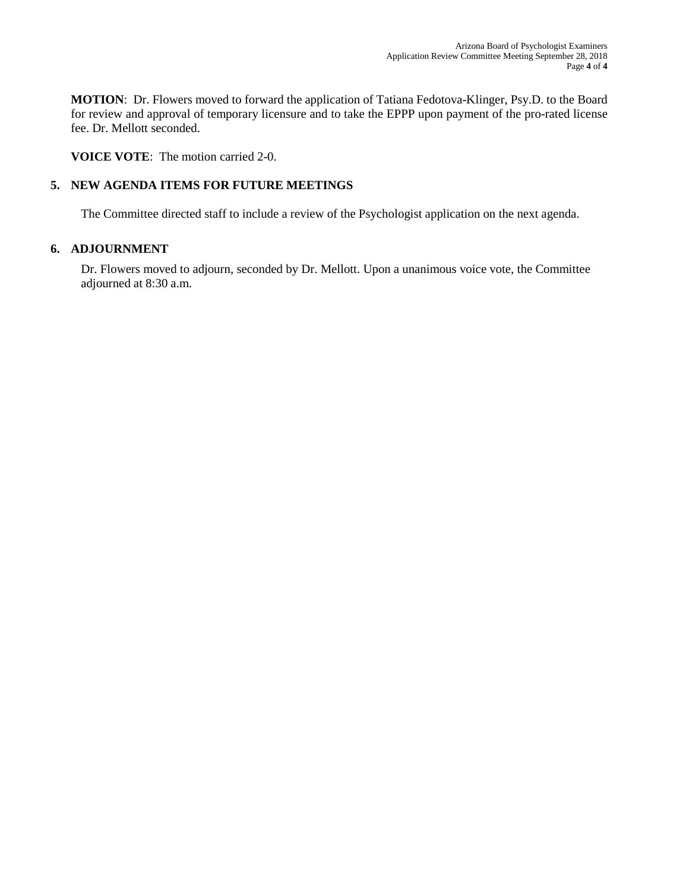**MOTION**: Dr. Flowers moved to forward the application of Tatiana Fedotova-Klinger, Psy.D. to the Board for review and approval of temporary licensure and to take the EPPP upon payment of the pro-rated license fee. Dr. Mellott seconded.

**VOICE VOTE**: The motion carried 2-0.

## 5. NEW AGENDA ITEMS FOR FUTURE MEETINGS

The Committee directed staff to include a review of the Psychologist application on the next agenda.

## 6. ADJOURNMENT

Dr. Flowers moved to adjourn, seconded by Dr. Mellott. Upon a unanimous voice vote, the Committee adjourned at 8:30 a.m.